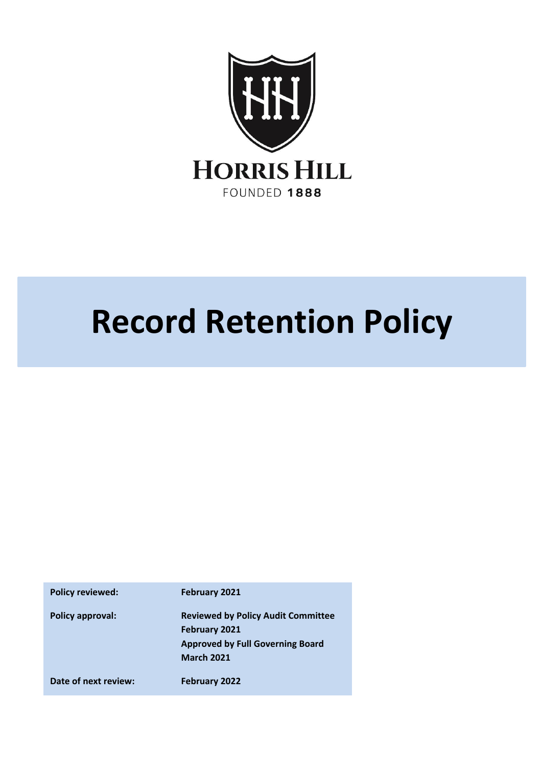HORRIS HILL

FOUNDED 1888

# Record Retention Policy

| | |
|---|---|
| **Policy reviewed:** | **February 2021** |
| **Policy approval:** | **Reviewed by Policy Audit Committee February 2021**<br>**Approved by Full Governing Board March 2021** |
| **Date of next review:** | **February 2022** |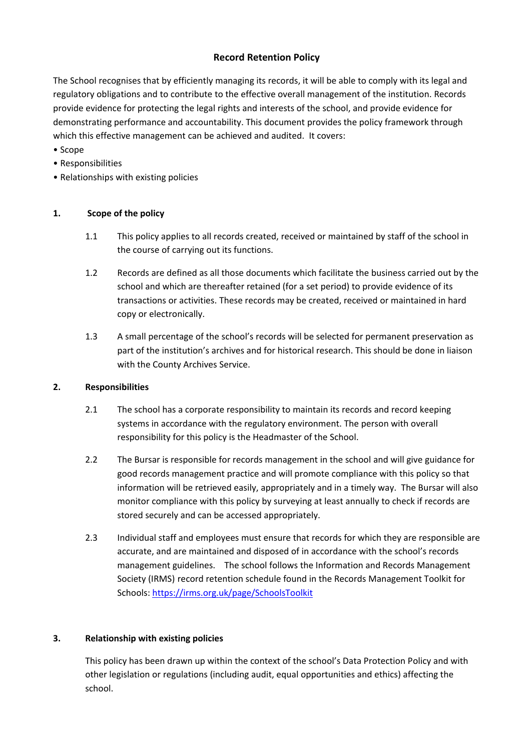# Record Retention Policy

The School recognises that by efficiently managing its records, it will be able to comply with its legal and regulatory obligations and to contribute to the effective overall management of the institution. Records provide evidence for protecting the legal rights and interests of the school, and provide evidence for demonstrating performance and accountability. This document provides the policy framework through which this effective management can be achieved and audited. It covers:

- Scope
- Responsibilities
- Relationships with existing policies

## 1. Scope of the policy

1.1 This policy applies to all records created, received or maintained by staff of the school in the course of carrying out its functions.

1.2 Records are defined as all those documents which facilitate the business carried out by the school and which are thereafter retained (for a set period) to provide evidence of its transactions or activities. These records may be created, received or maintained in hard copy or electronically.

1.3 A small percentage of the school's records will be selected for permanent preservation as part of the institution's archives and for historical research. This should be done in liaison with the County Archives Service.

## 2. Responsibilities

2.1 The school has a corporate responsibility to maintain its records and record keeping systems in accordance with the regulatory environment. The person with overall responsibility for this policy is the Headmaster of the School.

2.2 The Bursar is responsible for records management in the school and will give guidance for good records management practice and will promote compliance with this policy so that information will be retrieved easily, appropriately and in a timely way. The Bursar will also monitor compliance with this policy by surveying at least annually to check if records are stored securely and can be accessed appropriately.

2.3 Individual staff and employees must ensure that records for which they are responsible are accurate, and are maintained and disposed of in accordance with the school's records management guidelines. The school follows the Information and Records Management Society (IRMS) record retention schedule found in the Records Management Toolkit for Schools: https://irms.org.uk/page/SchoolsToolkit

## 3. Relationship with existing policies

This policy has been drawn up within the context of the school's Data Protection Policy and with other legislation or regulations (including audit, equal opportunities and ethics) affecting the school.